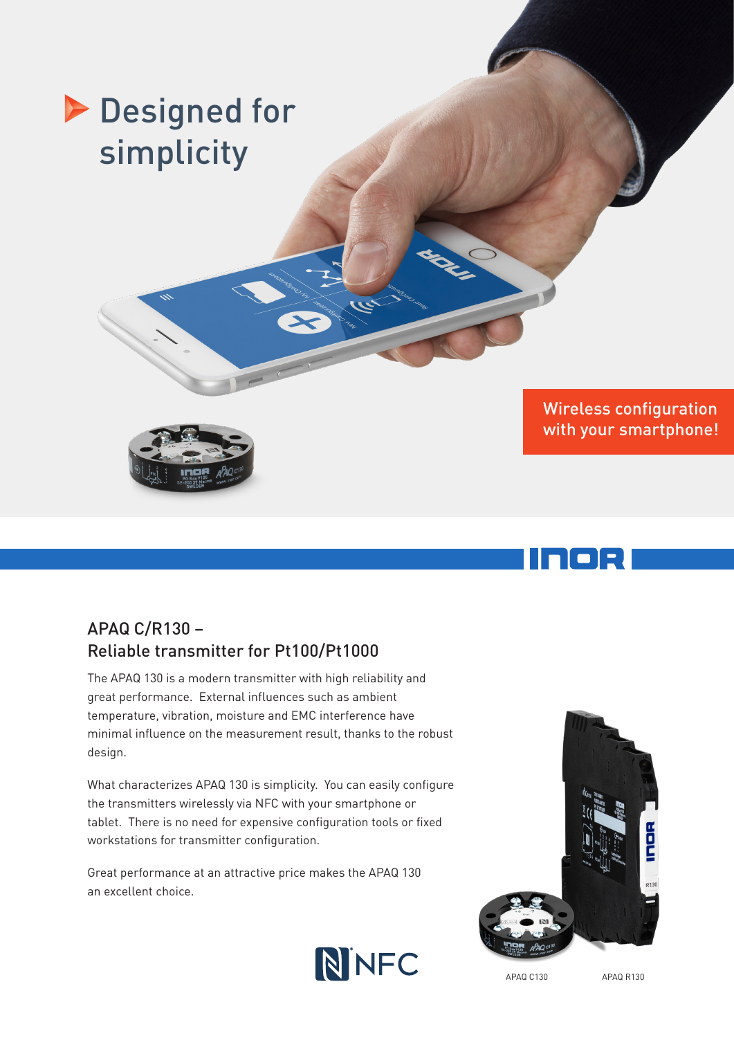# Designed for simplicity

Wireless configuration with your smartphone!

## APAQ C/R130 – Reliable transmitter for Pt100/Pt1000

The APAQ 130 is a modern transmitter with high reliability and great performance. External influences such as ambient temperature, vibration, moisture and EMC interference have minimal influence on the measurement result, thanks to the robust design.

What characterizes APAQ 130 is simplicity. You can easily configure the transmitters wirelessly via NFC with your smartphone or tablet. There is no need for expensive configuration tools or fixed workstations for transmitter configuration.

Great performance at an attractive price makes the APAQ 130 an excellent choice.

APAQ C130

APAQ R130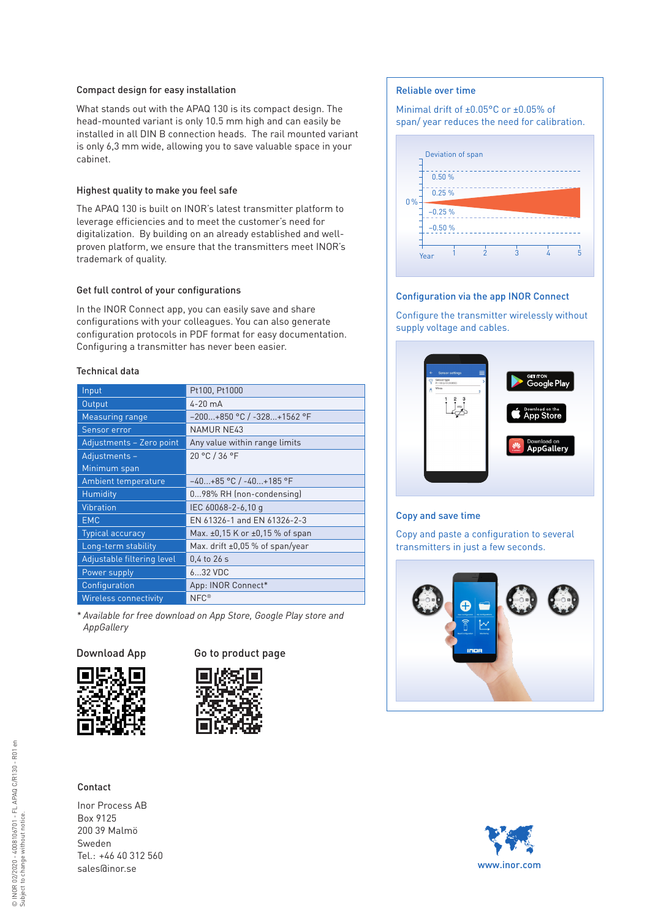## Compact design for easy installation

What stands out with the APAQ 130 is its compact design. The head-mounted variant is only 10.5 mm high and can easily be installed in all DIN B connection heads. The rail mounted variant is only 6,3 mm wide, allowing you to save valuable space in your cabinet.

## Highest quality to make you feel safe

The APAQ 130 is built on INOR's latest transmitter platform to leverage efficiencies and to meet the customer's need for digitalization. By building on an already established and well-proven platform, we ensure that the transmitters meet INOR's trademark of quality.

## Get full control of your configurations

In the INOR Connect app, you can easily save and share configurations with your colleagues. You can also generate configuration protocols in PDF format for easy documentation. Configuring a transmitter has never been easier.

## Technical data

| | |
|---|---|
| Input | Pt100, Pt1000 |
| Output | 4-20 mA |
| Measuring range | −200...+850 °C / -328...+1562 °F |
| Sensor error | NAMUR NE43 |
| Adjustments – Zero point | Any value within range limits |
| Adjustments – Minimum span | 20 °C / 36 °F |
| Ambient temperature | −40...+85 °C / -40...+185 °F |
| Humidity | 0...98% RH (non-condensing) |
| Vibration | IEC 60068-2-6,10 g |
| EMC | EN 61326-1 and EN 61326-2-3 |
| Typical accuracy | Max. ±0,15 K or ±0,15 % of span |
| Long-term stability | Max. drift ±0,05 % of span/year |
| Adjustable filtering level | 0,4 to 26 s |
| Power supply | 6...32 VDC |
| Configuration | App: INOR Connect* |
| Wireless connectivity | NFC® |

*\* Available for free download on App Store, Google Play store and AppGallery*

### Download App

### Go to product page

## Reliable over time

Minimal drift of ±0.05°C or ±0.05% of span/ year reduces the need for calibration.

Deviation of span
0.50 %
0.25 %
0 %
−0.25 %
−0.50 %
Year
1
2
3
4
5

## Configuration via the app INOR Connect

Configure the transmitter wirelessly without supply voltage and cables.

## Copy and save time

Copy and paste a configuration to several transmitters in just a few seconds.

### Contact

Inor Process AB
Box 9125
200 39 Malmö
Sweden
Tel.: +46 40 312 560
sales@inor.se

www.inor.com

© INOR 02/2020 - 4008106701 - FL APAQ C/R130 - R01 en
Subject to change without notice.